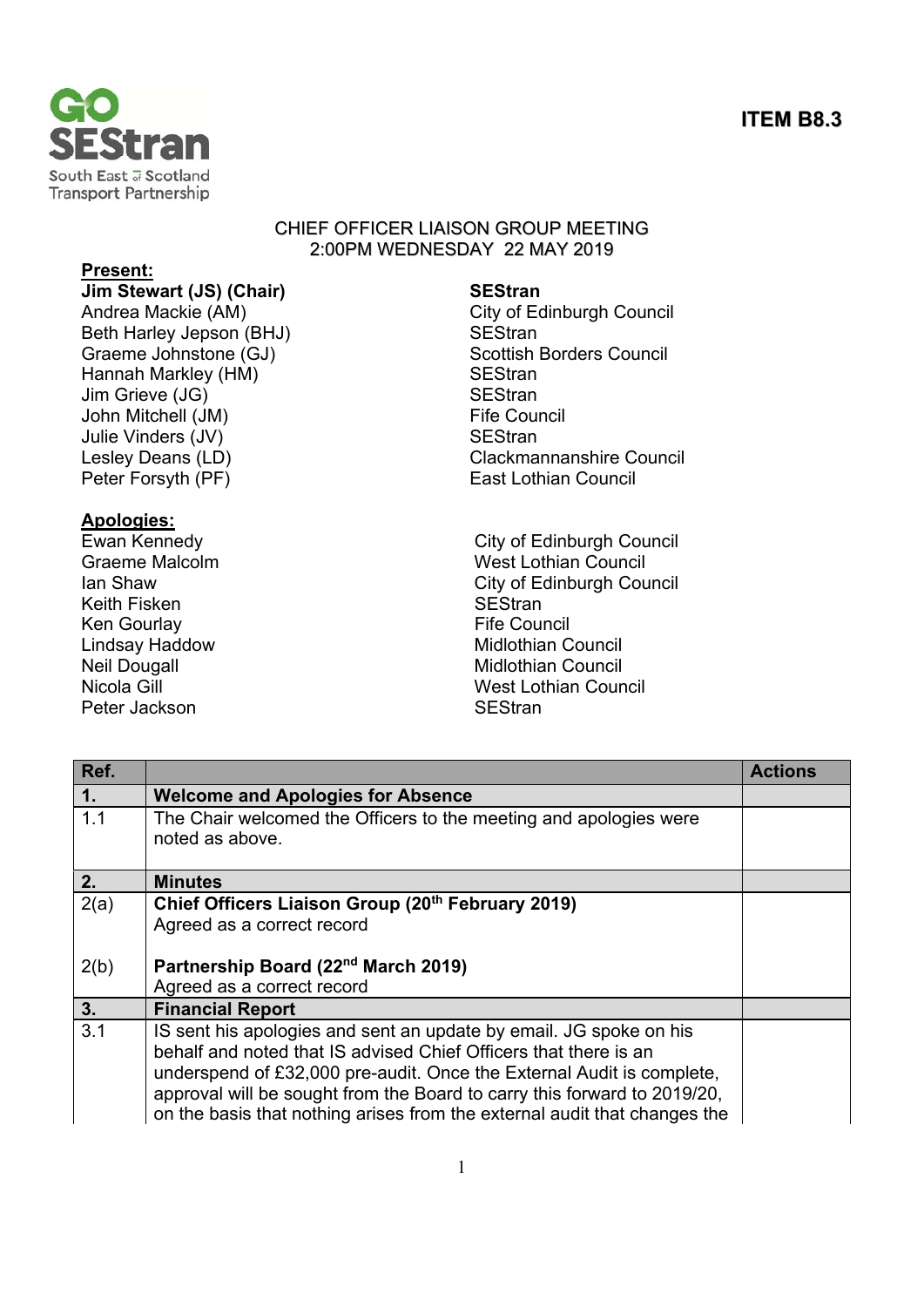**ITEM B8.3**

GO SEStran
South East of Scotland Transport Partnership

CHIEF OFFICER LIAISON GROUP MEETING
2:00PM WEDNESDAY 22 MAY 2019

**Present:**

| | |
|---|---|
| **Jim Stewart (JS) (Chair)** | **SEStran** |
| Andrea Mackie (AM) | City of Edinburgh Council |
| Beth Harley Jepson (BHJ) | SEStran |
| Graeme Johnstone (GJ) | Scottish Borders Council |
| Hannah Markley (HM) | SEStran |
| Jim Grieve (JG) | SEStran |
| John Mitchell (JM) | Fife Council |
| Julie Vinders (JV) | SEStran |
| Lesley Deans (LD) | Clackmannanshire Council |
| Peter Forsyth (PF) | East Lothian Council |

**Apologies:**

| | |
|---|---|
| Ewan Kennedy | City of Edinburgh Council |
| Graeme Malcolm | West Lothian Council |
| Ian Shaw | City of Edinburgh Council |
| Keith Fisken | SEStran |
| Ken Gourlay | Fife Council |
| Lindsay Haddow | Midlothian Council |
| Neil Dougall | Midlothian Council |
| Nicola Gill | West Lothian Council |
| Peter Jackson | SEStran |

| Ref. | | Actions |
|---|---|---|
| **1.** | **Welcome and Apologies for Absence** | |
| 1.1 | The Chair welcomed the Officers to the meeting and apologies were noted as above. | |
| **2.** | **Minutes** | |
| 2(a) | **Chief Officers Liaison Group (20th February 2019)** Agreed as a correct record | |
| 2(b) | **Partnership Board (22nd March 2019)** Agreed as a correct record | |
| **3.** | **Financial Report** | |
| 3.1 | IS sent his apologies and sent an update by email. JG spoke on his behalf and noted that IS advised Chief Officers that there is an underspend of £32,000 pre-audit. Once the External Audit is complete, approval will be sought from the Board to carry this forward to 2019/20, on the basis that nothing arises from the external audit that changes the | |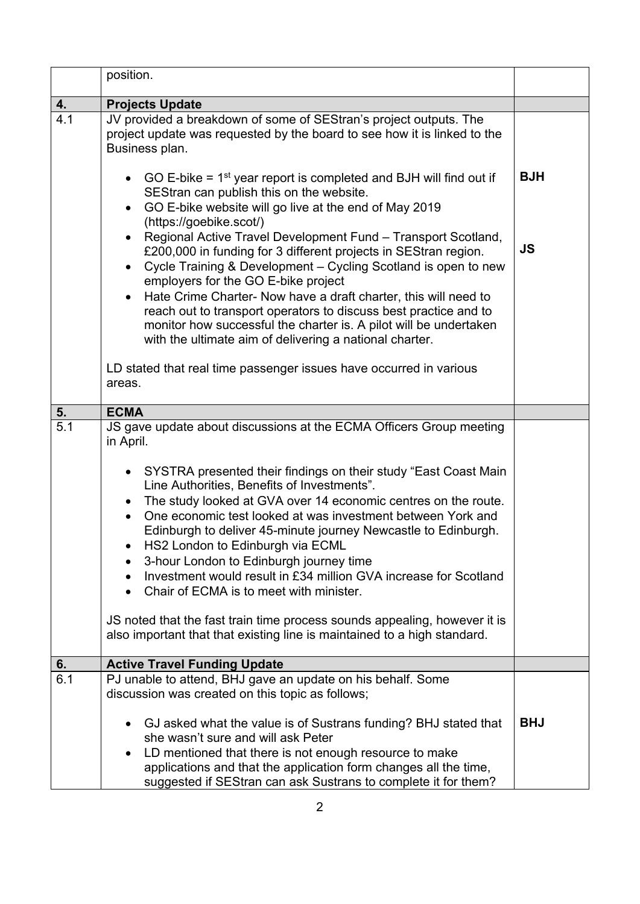|  | position. |  |
|---|---|---|
| **4.** | **Projects Update** |  |
| 4.1 | JV provided a breakdown of some of SEStran's project outputs. The project update was requested by the board to see how it is linked to the Business plan.<br><br>• GO E-bike = 1st year report is completed and BJH will find out if SEStran can publish this on the website.<br>• GO E-bike website will go live at the end of May 2019 (https://goebike.scot/)<br>• Regional Active Travel Development Fund – Transport Scotland, £200,000 in funding for 3 different projects in SEStran region.<br>• Cycle Training & Development – Cycling Scotland is open to new employers for the GO E-bike project<br>• Hate Crime Charter- Now have a draft charter, this will need to reach out to transport operators to discuss best practice and to monitor how successful the charter is. A pilot will be undertaken with the ultimate aim of delivering a national charter.<br><br>LD stated that real time passenger issues have occurred in various areas. | **BJH**<br><br><br><br>**JS** |
| **5.** | **ECMA** |  |
| 5.1 | JS gave update about discussions at the ECMA Officers Group meeting in April.<br><br>• SYSTRA presented their findings on their study "East Coast Main Line Authorities, Benefits of Investments".<br>• The study looked at GVA over 14 economic centres on the route.<br>• One economic test looked at was investment between York and Edinburgh to deliver 45-minute journey Newcastle to Edinburgh.<br>• HS2 London to Edinburgh via ECML<br>• 3-hour London to Edinburgh journey time<br>• Investment would result in £34 million GVA increase for Scotland<br>• Chair of ECMA is to meet with minister.<br><br>JS noted that the fast train time process sounds appealing, however it is also important that that existing line is maintained to a high standard. |  |
| **6.** | **Active Travel Funding Update** |  |
| 6.1 | PJ unable to attend, BHJ gave an update on his behalf. Some discussion was created on this topic as follows;<br><br>• GJ asked what the value is of Sustrans funding? BHJ stated that she wasn't sure and will ask Peter<br>• LD mentioned that there is not enough resource to make applications and that the application form changes all the time, suggested if SEStran can ask Sustrans to complete it for them? | **BHJ** |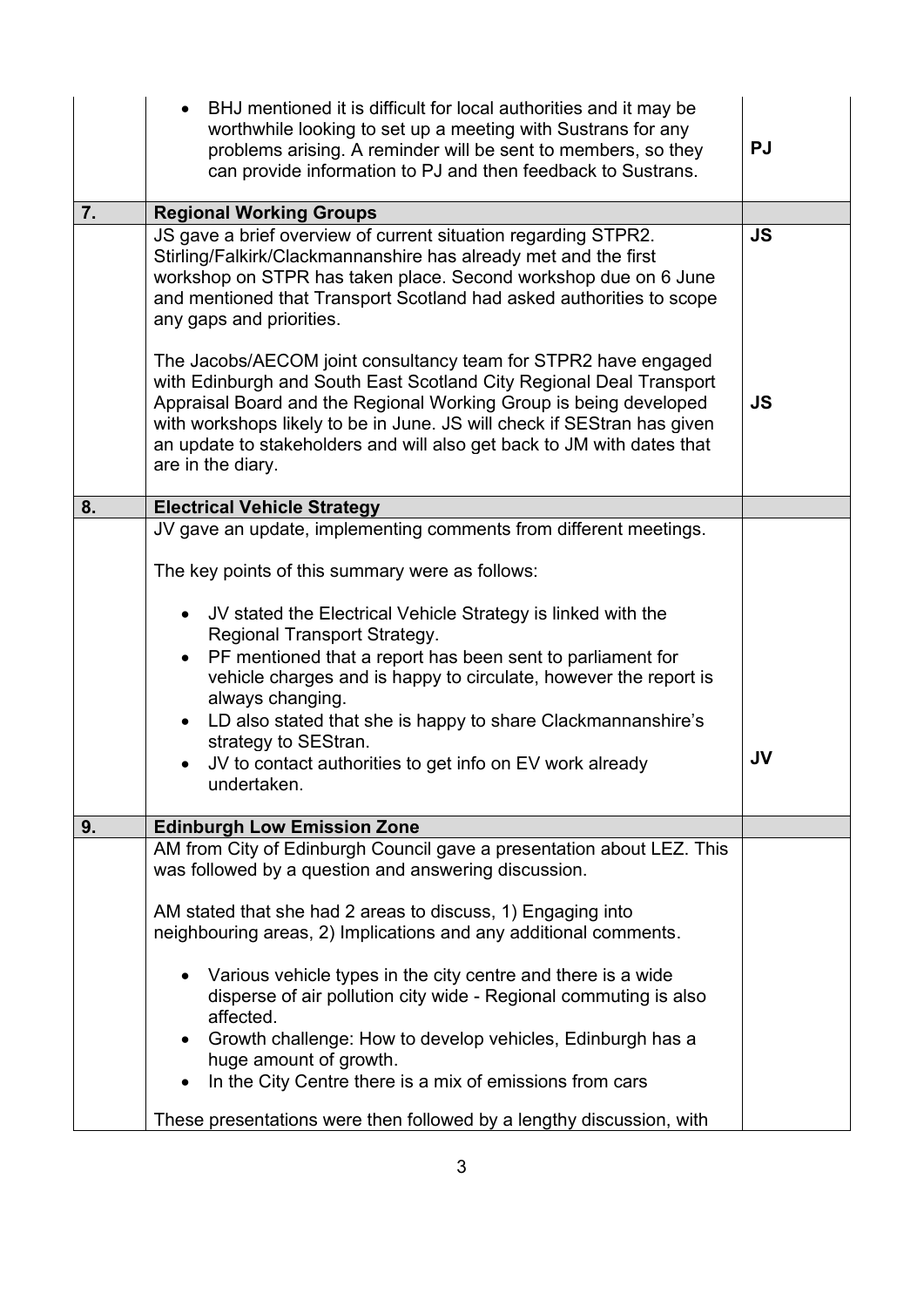| | | |
|---|---|---|
| | • BHJ mentioned it is difficult for local authorities and it may be worthwhile looking to set up a meeting with Sustrans for any problems arising. A reminder will be sent to members, so they can provide information to PJ and then feedback to Sustrans. | **PJ** |
| **7.** | **Regional Working Groups** | |
| | JS gave a brief overview of current situation regarding STPR2. Stirling/Falkirk/Clackmannanshire has already met and the first workshop on STPR has taken place. Second workshop due on 6 June and mentioned that Transport Scotland had asked authorities to scope any gaps and priorities. | **JS** |
| | The Jacobs/AECOM joint consultancy team for STPR2 have engaged with Edinburgh and South East Scotland City Regional Deal Transport Appraisal Board and the Regional Working Group is being developed with workshops likely to be in June. JS will check if SEStran has given an update to stakeholders and will also get back to JM with dates that are in the diary. | **JS** |
| **8.** | **Electrical Vehicle Strategy** | |
| | JV gave an update, implementing comments from different meetings.<br><br>The key points of this summary were as follows:<br><br>• JV stated the Electrical Vehicle Strategy is linked with the Regional Transport Strategy.<br>• PF mentioned that a report has been sent to parliament for vehicle charges and is happy to circulate, however the report is always changing.<br>• LD also stated that she is happy to share Clackmannanshire's strategy to SEStran.<br>• JV to contact authorities to get info on EV work already undertaken. | **JV** |
| **9.** | **Edinburgh Low Emission Zone** | |
| | AM from City of Edinburgh Council gave a presentation about LEZ. This was followed by a question and answering discussion.<br><br>AM stated that she had 2 areas to discuss, 1) Engaging into neighbouring areas, 2) Implications and any additional comments.<br><br>• Various vehicle types in the city centre and there is a wide disperse of air pollution city wide - Regional commuting is also affected.<br>• Growth challenge: How to develop vehicles, Edinburgh has a huge amount of growth.<br>• In the City Centre there is a mix of emissions from cars<br><br>These presentations were then followed by a lengthy discussion, with | |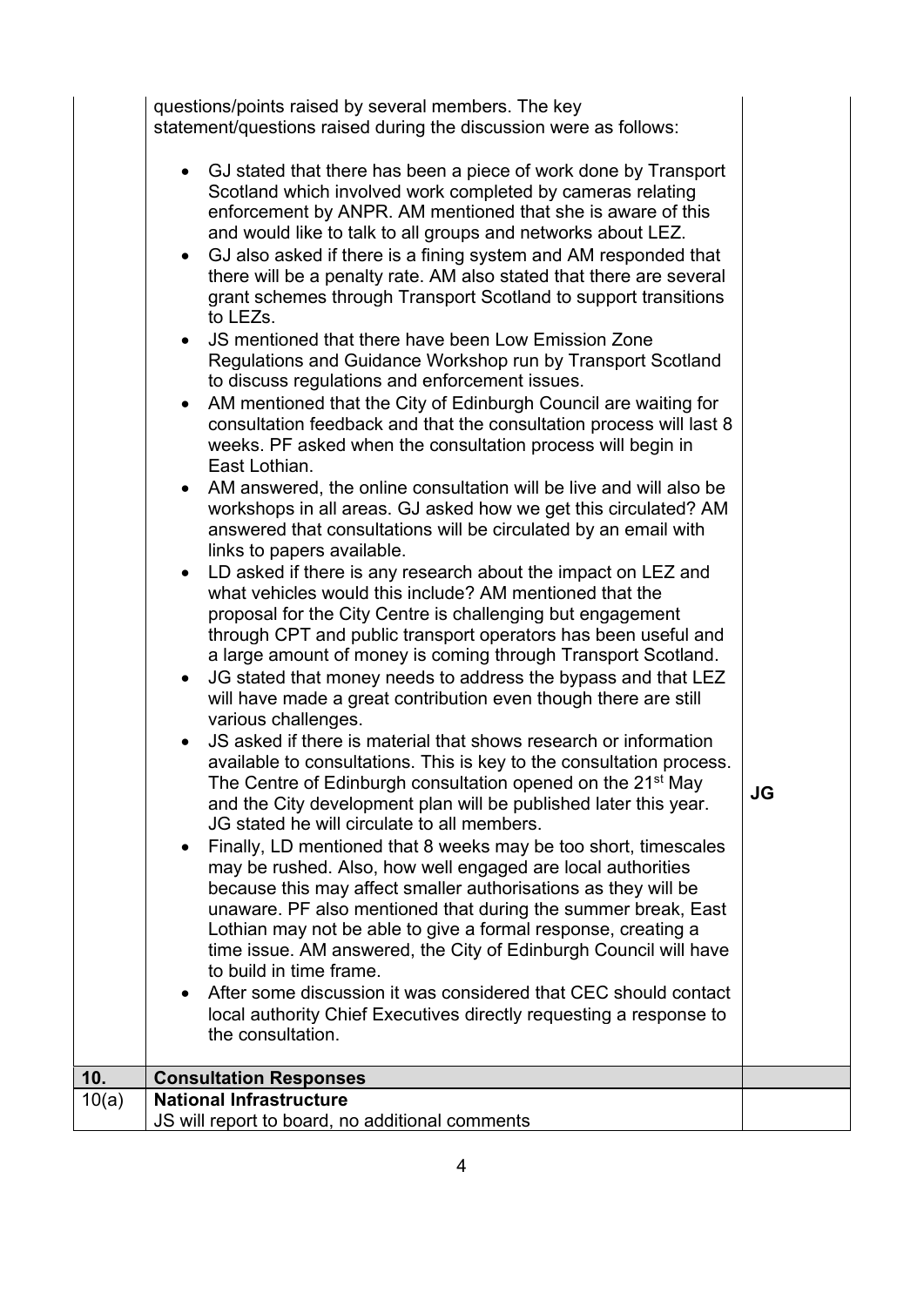| | | |
|---|---|---|
| | questions/points raised by several members. The key statement/questions raised during the discussion were as follows:<br><br>• GJ stated that there has been a piece of work done by Transport Scotland which involved work completed by cameras relating enforcement by ANPR. AM mentioned that she is aware of this and would like to talk to all groups and networks about LEZ.<br>• GJ also asked if there is a fining system and AM responded that there will be a penalty rate. AM also stated that there are several grant schemes through Transport Scotland to support transitions to LEZs.<br>• JS mentioned that there have been Low Emission Zone Regulations and Guidance Workshop run by Transport Scotland to discuss regulations and enforcement issues.<br>• AM mentioned that the City of Edinburgh Council are waiting for consultation feedback and that the consultation process will last 8 weeks. PF asked when the consultation process will begin in East Lothian.<br>• AM answered, the online consultation will be live and will also be workshops in all areas. GJ asked how we get this circulated? AM answered that consultations will be circulated by an email with links to papers available.<br>• LD asked if there is any research about the impact on LEZ and what vehicles would this include? AM mentioned that the proposal for the City Centre is challenging but engagement through CPT and public transport operators has been useful and a large amount of money is coming through Transport Scotland.<br>• JG stated that money needs to address the bypass and that LEZ will have made a great contribution even though there are still various challenges.<br>• JS asked if there is material that shows research or information available to consultations. This is key to the consultation process. The Centre of Edinburgh consultation opened on the 21st May and the City development plan will be published later this year. JG stated he will circulate to all members.<br>• Finally, LD mentioned that 8 weeks may be too short, timescales may be rushed. Also, how well engaged are local authorities because this may affect smaller authorisations as they will be unaware. PF also mentioned that during the summer break, East Lothian may not be able to give a formal response, creating a time issue. AM answered, the City of Edinburgh Council will have to build in time frame.<br>• After some discussion it was considered that CEC should contact local authority Chief Executives directly requesting a response to the consultation. | **JG** |
| **10.** | **Consultation Responses** | |
| 10(a) | **National Infrastructure**<br>JS will report to board, no additional comments | |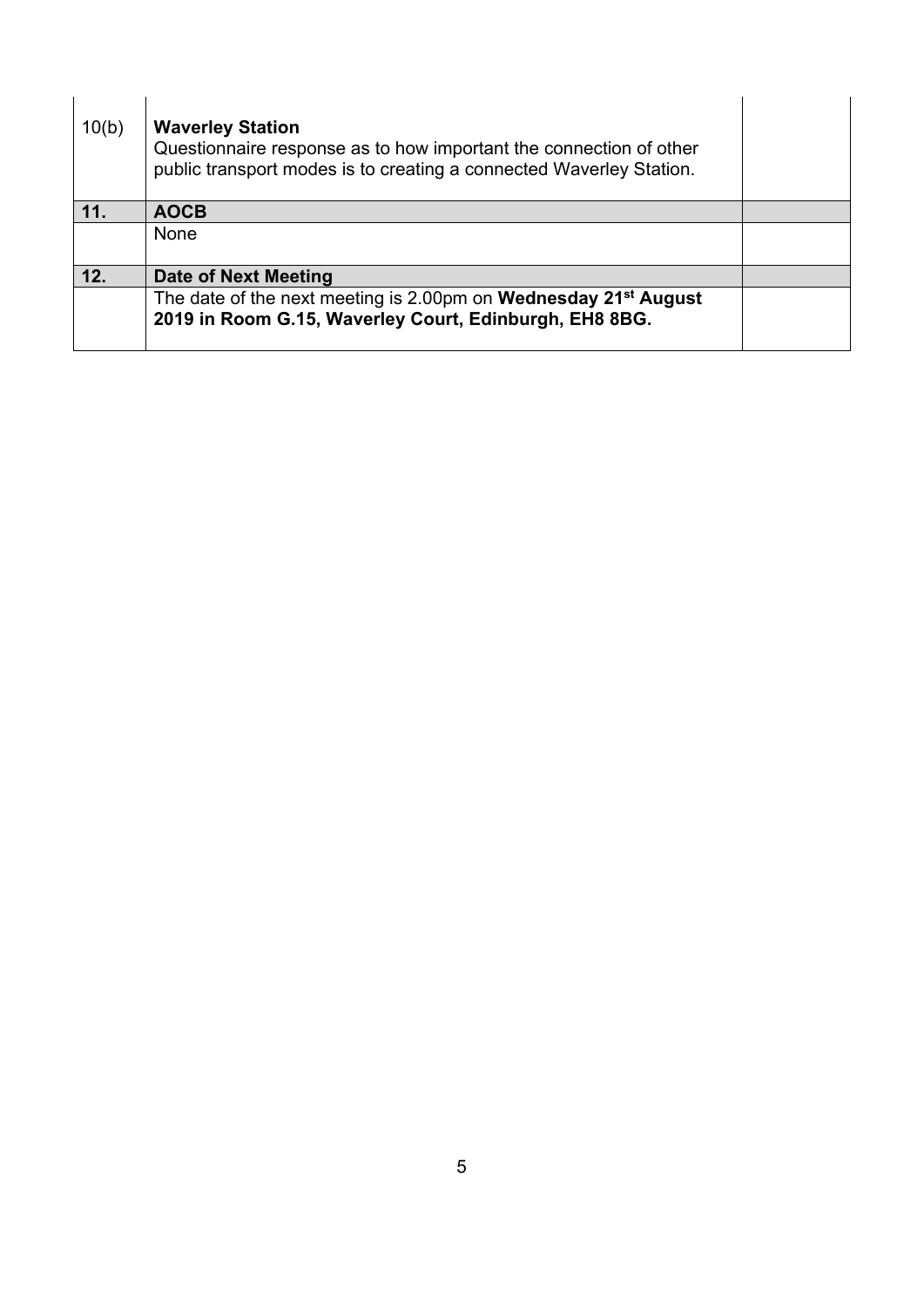| | | |
|---|---|---|
| 10(b) | **Waverley Station**<br>Questionnaire response as to how important the connection of other public transport modes is to creating a connected Waverley Station. | |
| **11.** | **AOCB** | |
| | None | |
| **12.** | **Date of Next Meeting** | |
| | The date of the next meeting is 2.00pm on **Wednesday 21st August 2019 in Room G.15, Waverley Court, Edinburgh, EH8 8BG.** | |